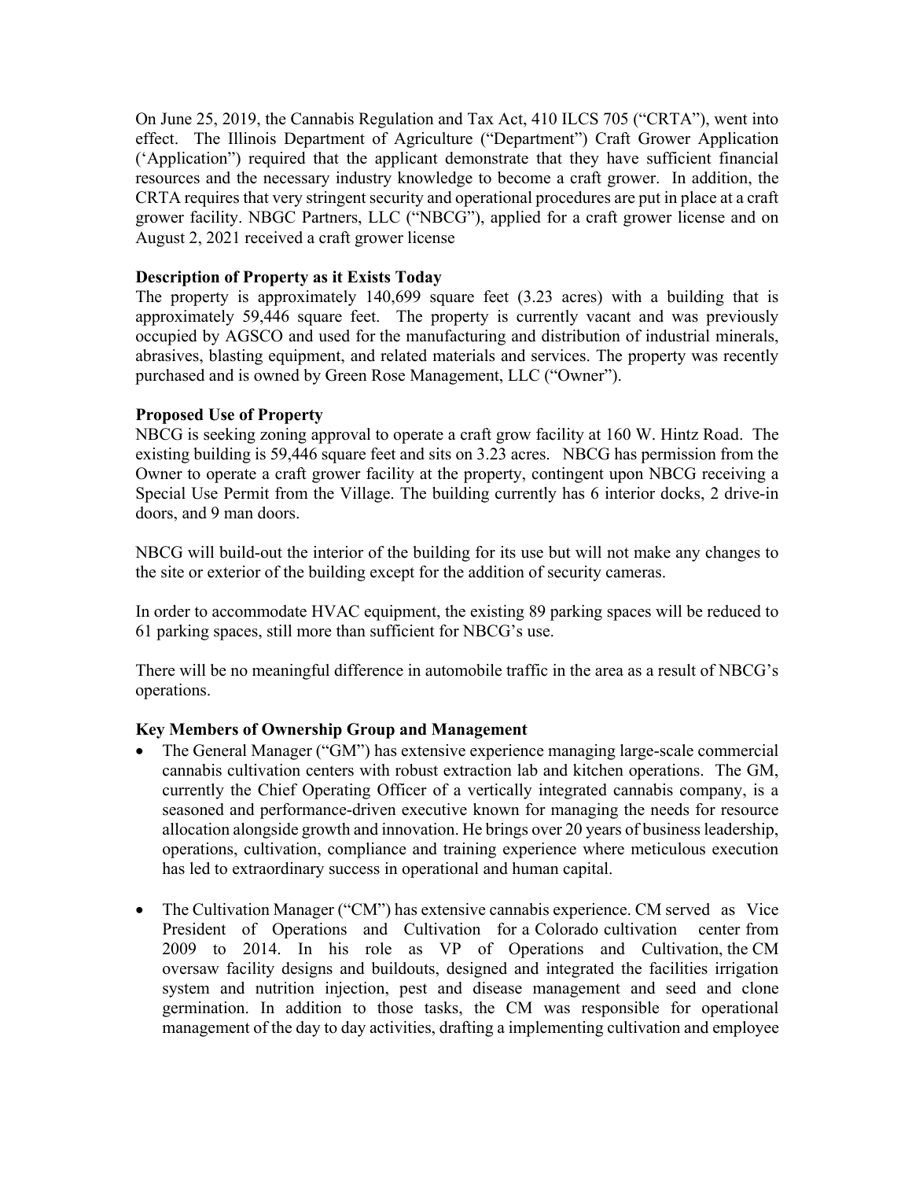On June 25, 2019, the Cannabis Regulation and Tax Act, 410 ILCS 705 ("CRTA"), went into effect. The Illinois Department of Agriculture ("Department") Craft Grower Application ('Application") required that the applicant demonstrate that they have sufficient financial resources and the necessary industry knowledge to become a craft grower. In addition, the CRTA requires that very stringent security and operational procedures are put in place at a craft grower facility. NBGC Partners, LLC ("NBCG"), applied for a craft grower license and on August 2, 2021 received a craft grower license

**Description of Property as it Exists Today**

The property is approximately 140,699 square feet (3.23 acres) with a building that is approximately 59,446 square feet. The property is currently vacant and was previously occupied by AGSCO and used for the manufacturing and distribution of industrial minerals, abrasives, blasting equipment, and related materials and services. The property was recently purchased and is owned by Green Rose Management, LLC ("Owner").

**Proposed Use of Property**

NBCG is seeking zoning approval to operate a craft grow facility at 160 W. Hintz Road. The existing building is 59,446 square feet and sits on 3.23 acres. NBCG has permission from the Owner to operate a craft grower facility at the property, contingent upon NBCG receiving a Special Use Permit from the Village. The building currently has 6 interior docks, 2 drive-in doors, and 9 man doors.

NBCG will build-out the interior of the building for its use but will not make any changes to the site or exterior of the building except for the addition of security cameras.

In order to accommodate HVAC equipment, the existing 89 parking spaces will be reduced to 61 parking spaces, still more than sufficient for NBCG's use.

There will be no meaningful difference in automobile traffic in the area as a result of NBCG's operations.

**Key Members of Ownership Group and Management**

- The General Manager ("GM") has extensive experience managing large-scale commercial cannabis cultivation centers with robust extraction lab and kitchen operations. The GM, currently the Chief Operating Officer of a vertically integrated cannabis company, is a seasoned and performance-driven executive known for managing the needs for resource allocation alongside growth and innovation. He brings over 20 years of business leadership, operations, cultivation, compliance and training experience where meticulous execution has led to extraordinary success in operational and human capital.

- The Cultivation Manager ("CM") has extensive cannabis experience. CM served as Vice President of Operations and Cultivation for a Colorado cultivation center from 2009 to 2014. In his role as VP of Operations and Cultivation, the CM oversaw facility designs and buildouts, designed and integrated the facilities irrigation system and nutrition injection, pest and disease management and seed and clone germination. In addition to those tasks, the CM was responsible for operational management of the day to day activities, drafting a implementing cultivation and employee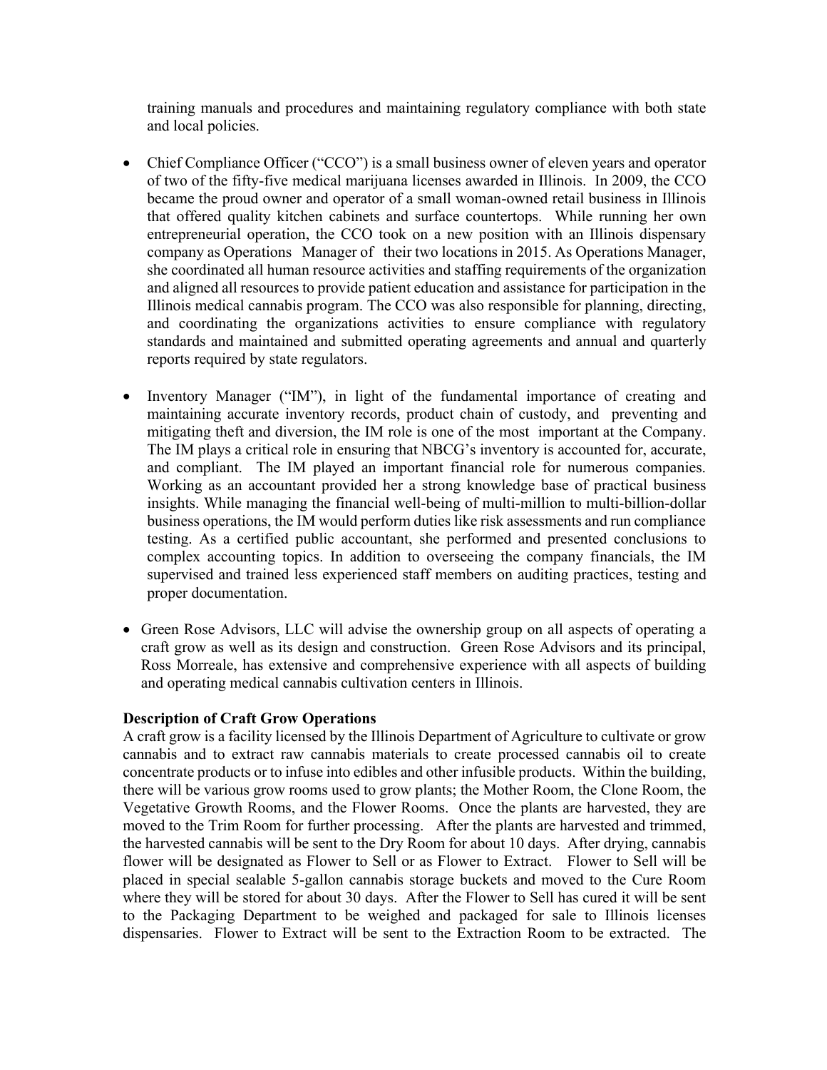training manuals and procedures and maintaining regulatory compliance with both state and local policies.

- Chief Compliance Officer ("CCO") is a small business owner of eleven years and operator of two of the fifty-five medical marijuana licenses awarded in Illinois. In 2009, the CCO became the proud owner and operator of a small woman-owned retail business in Illinois that offered quality kitchen cabinets and surface countertops. While running her own entrepreneurial operation, the CCO took on a new position with an Illinois dispensary company as Operations Manager of their two locations in 2015. As Operations Manager, she coordinated all human resource activities and staffing requirements of the organization and aligned all resources to provide patient education and assistance for participation in the Illinois medical cannabis program. The CCO was also responsible for planning, directing, and coordinating the organizations activities to ensure compliance with regulatory standards and maintained and submitted operating agreements and annual and quarterly reports required by state regulators.

- Inventory Manager ("IM"), in light of the fundamental importance of creating and maintaining accurate inventory records, product chain of custody, and preventing and mitigating theft and diversion, the IM role is one of the most important at the Company. The IM plays a critical role in ensuring that NBCG's inventory is accounted for, accurate, and compliant. The IM played an important financial role for numerous companies. Working as an accountant provided her a strong knowledge base of practical business insights. While managing the financial well-being of multi-million to multi-billion-dollar business operations, the IM would perform duties like risk assessments and run compliance testing. As a certified public accountant, she performed and presented conclusions to complex accounting topics. In addition to overseeing the company financials, the IM supervised and trained less experienced staff members on auditing practices, testing and proper documentation.

- Green Rose Advisors, LLC will advise the ownership group on all aspects of operating a craft grow as well as its design and construction. Green Rose Advisors and its principal, Ross Morreale, has extensive and comprehensive experience with all aspects of building and operating medical cannabis cultivation centers in Illinois.

**Description of Craft Grow Operations**

A craft grow is a facility licensed by the Illinois Department of Agriculture to cultivate or grow cannabis and to extract raw cannabis materials to create processed cannabis oil to create concentrate products or to infuse into edibles and other infusible products. Within the building, there will be various grow rooms used to grow plants; the Mother Room, the Clone Room, the Vegetative Growth Rooms, and the Flower Rooms. Once the plants are harvested, they are moved to the Trim Room for further processing. After the plants are harvested and trimmed, the harvested cannabis will be sent to the Dry Room for about 10 days. After drying, cannabis flower will be designated as Flower to Sell or as Flower to Extract. Flower to Sell will be placed in special sealable 5-gallon cannabis storage buckets and moved to the Cure Room where they will be stored for about 30 days. After the Flower to Sell has cured it will be sent to the Packaging Department to be weighed and packaged for sale to Illinois licenses dispensaries. Flower to Extract will be sent to the Extraction Room to be extracted. The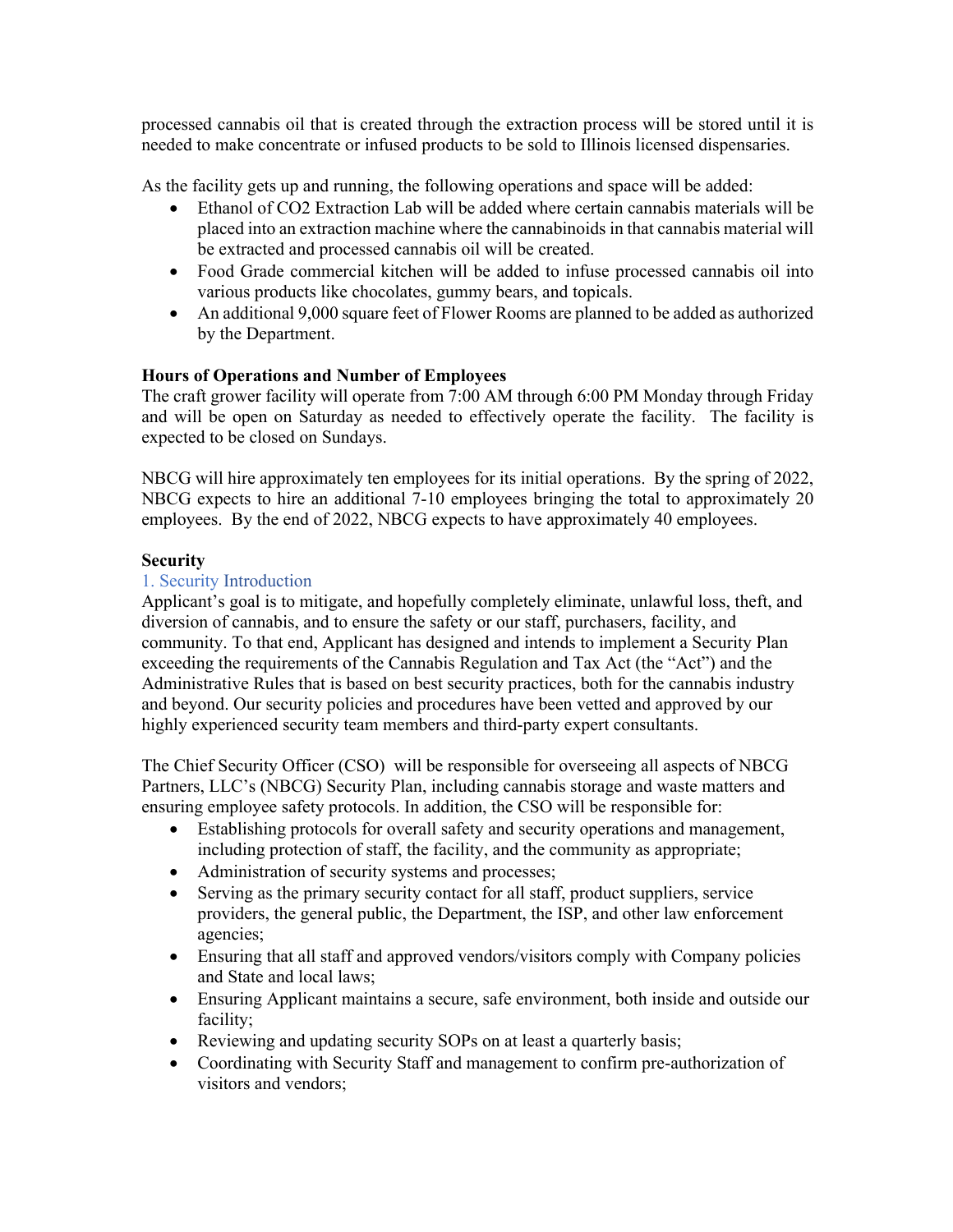processed cannabis oil that is created through the extraction process will be stored until it is needed to make concentrate or infused products to be sold to Illinois licensed dispensaries.

As the facility gets up and running, the following operations and space will be added:

- Ethanol of $CO_2$ Extraction Lab will be added where certain cannabis materials will be placed into an extraction machine where the cannabinoids in that cannabis material will be extracted and processed cannabis oil will be created.
- Food Grade commercial kitchen will be added to infuse processed cannabis oil into various products like chocolates, gummy bears, and topicals.
- An additional 9,000 square feet of Flower Rooms are planned to be added as authorized by the Department.

**Hours of Operations and Number of Employees**

The craft grower facility will operate from 7:00 AM through 6:00 PM Monday through Friday and will be open on Saturday as needed to effectively operate the facility. The facility is expected to be closed on Sundays.

NBCG will hire approximately ten employees for its initial operations. By the spring of 2022, NBCG expects to hire an additional 7-10 employees bringing the total to approximately 20 employees. By the end of 2022, NBCG expects to have approximately 40 employees.

**Security**

### 1. Security Introduction

Applicant's goal is to mitigate, and hopefully completely eliminate, unlawful loss, theft, and diversion of cannabis, and to ensure the safety or our staff, purchasers, facility, and community. To that end, Applicant has designed and intends to implement a Security Plan exceeding the requirements of the Cannabis Regulation and Tax Act (the "Act") and the Administrative Rules that is based on best security practices, both for the cannabis industry and beyond. Our security policies and procedures have been vetted and approved by our highly experienced security team members and third-party expert consultants.

The Chief Security Officer (CSO) will be responsible for overseeing all aspects of NBCG Partners, LLC's (NBCG) Security Plan, including cannabis storage and waste matters and ensuring employee safety protocols. In addition, the CSO will be responsible for:

- Establishing protocols for overall safety and security operations and management, including protection of staff, the facility, and the community as appropriate;
- Administration of security systems and processes;
- Serving as the primary security contact for all staff, product suppliers, service providers, the general public, the Department, the ISP, and other law enforcement agencies;
- Ensuring that all staff and approved vendors/visitors comply with Company policies and State and local laws;
- Ensuring Applicant maintains a secure, safe environment, both inside and outside our facility;
- Reviewing and updating security SOPs on at least a quarterly basis;
- Coordinating with Security Staff and management to confirm pre-authorization of visitors and vendors;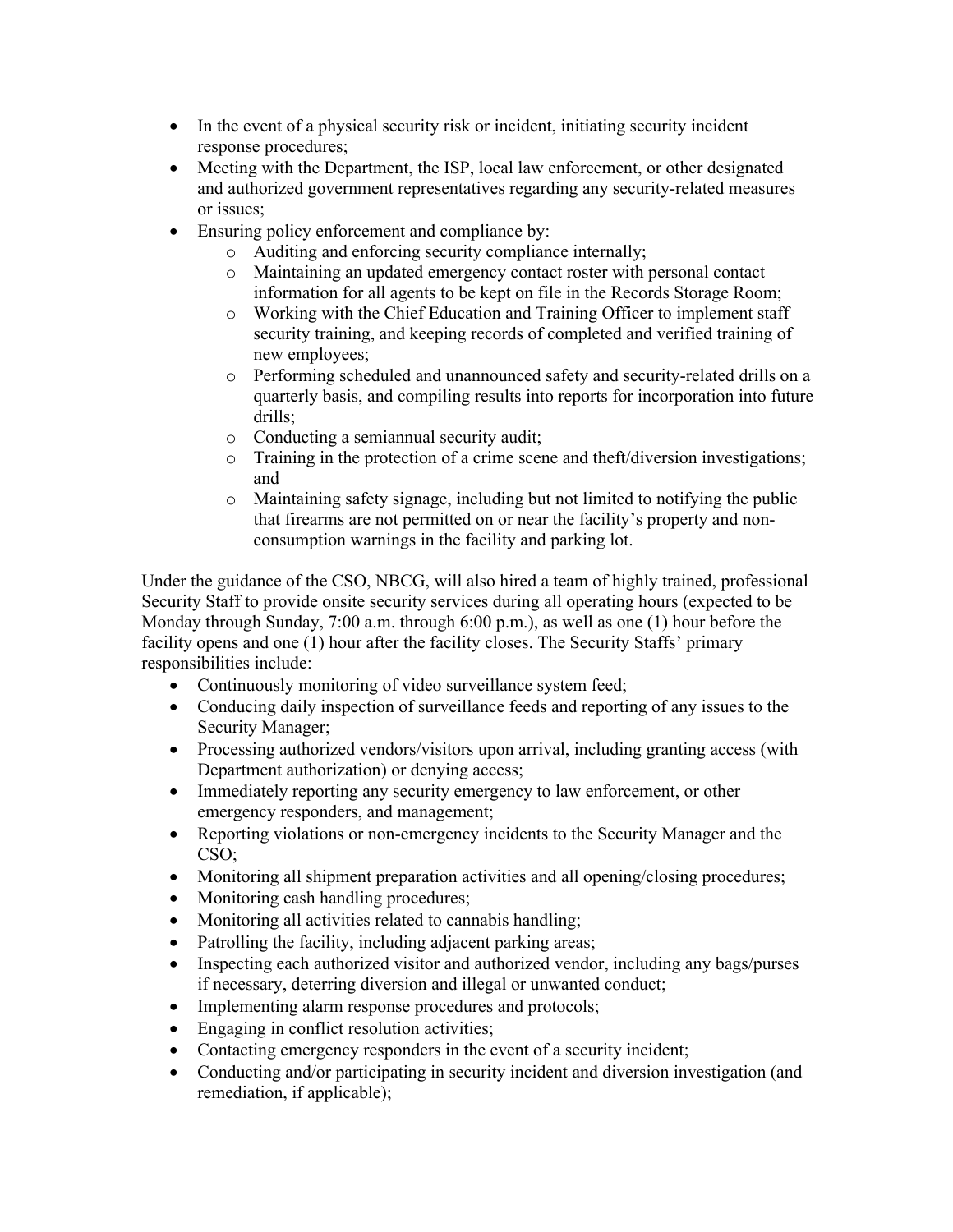- In the event of a physical security risk or incident, initiating security incident response procedures;
- Meeting with the Department, the ISP, local law enforcement, or other designated and authorized government representatives regarding any security-related measures or issues;
- Ensuring policy enforcement and compliance by:
    - Auditing and enforcing security compliance internally;
    - Maintaining an updated emergency contact roster with personal contact information for all agents to be kept on file in the Records Storage Room;
    - Working with the Chief Education and Training Officer to implement staff security training, and keeping records of completed and verified training of new employees;
    - Performing scheduled and unannounced safety and security-related drills on a quarterly basis, and compiling results into reports for incorporation into future drills;
    - Conducting a semiannual security audit;
    - Training in the protection of a crime scene and theft/diversion investigations; and
    - Maintaining safety signage, including but not limited to notifying the public that firearms are not permitted on or near the facility's property and non-consumption warnings in the facility and parking lot.

Under the guidance of the CSO, NBCG, will also hired a team of highly trained, professional Security Staff to provide onsite security services during all operating hours (expected to be Monday through Sunday, 7:00 a.m. through 6:00 p.m.), as well as one (1) hour before the facility opens and one (1) hour after the facility closes. The Security Staffs' primary responsibilities include:

- Continuously monitoring of video surveillance system feed;
- Conducing daily inspection of surveillance feeds and reporting of any issues to the Security Manager;
- Processing authorized vendors/visitors upon arrival, including granting access (with Department authorization) or denying access;
- Immediately reporting any security emergency to law enforcement, or other emergency responders, and management;
- Reporting violations or non-emergency incidents to the Security Manager and the CSO;
- Monitoring all shipment preparation activities and all opening/closing procedures;
- Monitoring cash handling procedures;
- Monitoring all activities related to cannabis handling;
- Patrolling the facility, including adjacent parking areas;
- Inspecting each authorized visitor and authorized vendor, including any bags/purses if necessary, deterring diversion and illegal or unwanted conduct;
- Implementing alarm response procedures and protocols;
- Engaging in conflict resolution activities;
- Contacting emergency responders in the event of a security incident;
- Conducting and/or participating in security incident and diversion investigation (and remediation, if applicable);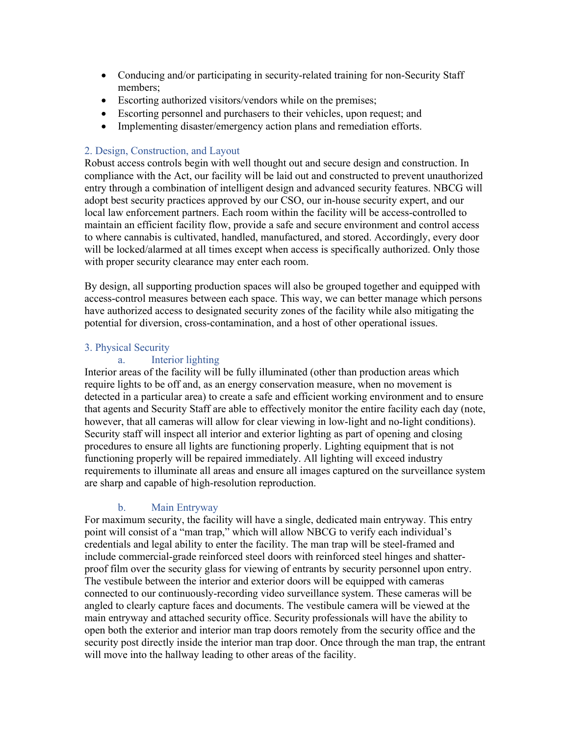- Conducing and/or participating in security-related training for non-Security Staff members;
- Escorting authorized visitors/vendors while on the premises;
- Escorting personnel and purchasers to their vehicles, upon request; and
- Implementing disaster/emergency action plans and remediation efforts.

## 2. Design, Construction, and Layout

Robust access controls begin with well thought out and secure design and construction. In compliance with the Act, our facility will be laid out and constructed to prevent unauthorized entry through a combination of intelligent design and advanced security features. NBCG will adopt best security practices approved by our CSO, our in-house security expert, and our local law enforcement partners. Each room within the facility will be access-controlled to maintain an efficient facility flow, provide a safe and secure environment and control access to where cannabis is cultivated, handled, manufactured, and stored. Accordingly, every door will be locked/alarmed at all times except when access is specifically authorized. Only those with proper security clearance may enter each room.

By design, all supporting production spaces will also be grouped together and equipped with access-control measures between each space. This way, we can better manage which persons have authorized access to designated security zones of the facility while also mitigating the potential for diversion, cross-contamination, and a host of other operational issues.

## 3. Physical Security

### a. Interior lighting

Interior areas of the facility will be fully illuminated (other than production areas which require lights to be off and, as an energy conservation measure, when no movement is detected in a particular area) to create a safe and efficient working environment and to ensure that agents and Security Staff are able to effectively monitor the entire facility each day (note, however, that all cameras will allow for clear viewing in low-light and no-light conditions). Security staff will inspect all interior and exterior lighting as part of opening and closing procedures to ensure all lights are functioning properly. Lighting equipment that is not functioning properly will be repaired immediately. All lighting will exceed industry requirements to illuminate all areas and ensure all images captured on the surveillance system are sharp and capable of high-resolution reproduction.

### b. Main Entryway

For maximum security, the facility will have a single, dedicated main entryway. This entry point will consist of a "man trap," which will allow NBCG to verify each individual's credentials and legal ability to enter the facility. The man trap will be steel-framed and include commercial-grade reinforced steel doors with reinforced steel hinges and shatter-proof film over the security glass for viewing of entrants by security personnel upon entry. The vestibule between the interior and exterior doors will be equipped with cameras connected to our continuously-recording video surveillance system. These cameras will be angled to clearly capture faces and documents. The vestibule camera will be viewed at the main entryway and attached security office. Security professionals will have the ability to open both the exterior and interior man trap doors remotely from the security office and the security post directly inside the interior man trap door. Once through the man trap, the entrant will move into the hallway leading to other areas of the facility.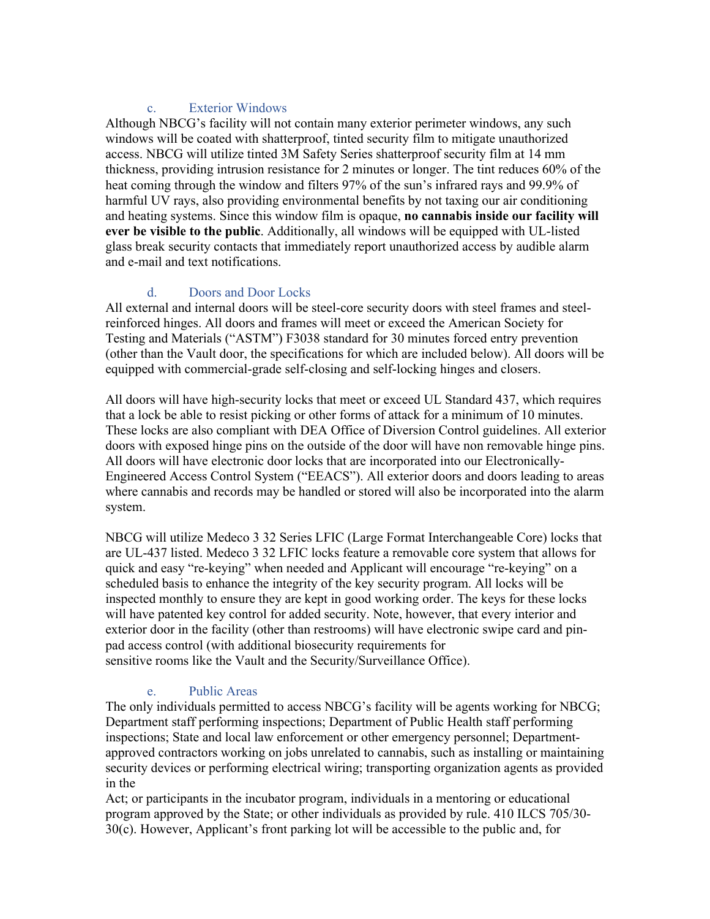### c. Exterior Windows

Although NBCG's facility will not contain many exterior perimeter windows, any such windows will be coated with shatterproof, tinted security film to mitigate unauthorized access. NBCG will utilize tinted 3M Safety Series shatterproof security film at 14 mm thickness, providing intrusion resistance for 2 minutes or longer. The tint reduces 60% of the heat coming through the window and filters 97% of the sun's infrared rays and 99.9% of harmful UV rays, also providing environmental benefits by not taxing our air conditioning and heating systems. Since this window film is opaque, **no cannabis inside our facility will ever be visible to the public**. Additionally, all windows will be equipped with UL-listed glass break security contacts that immediately report unauthorized access by audible alarm and e-mail and text notifications.

### d. Doors and Door Locks

All external and internal doors will be steel-core security doors with steel frames and steel-reinforced hinges. All doors and frames will meet or exceed the American Society for Testing and Materials ("ASTM") F3038 standard for 30 minutes forced entry prevention (other than the Vault door, the specifications for which are included below). All doors will be equipped with commercial-grade self-closing and self-locking hinges and closers.

All doors will have high-security locks that meet or exceed UL Standard 437, which requires that a lock be able to resist picking or other forms of attack for a minimum of 10 minutes. These locks are also compliant with DEA Office of Diversion Control guidelines. All exterior doors with exposed hinge pins on the outside of the door will have non removable hinge pins. All doors will have electronic door locks that are incorporated into our Electronically-Engineered Access Control System ("EEACS"). All exterior doors and doors leading to areas where cannabis and records may be handled or stored will also be incorporated into the alarm system.

NBCG will utilize Medeco 3 32 Series LFIC (Large Format Interchangeable Core) locks that are UL-437 listed. Medeco 3 32 LFIC locks feature a removable core system that allows for quick and easy "re-keying" when needed and Applicant will encourage "re-keying" on a scheduled basis to enhance the integrity of the key security program. All locks will be inspected monthly to ensure they are kept in good working order. The keys for these locks will have patented key control for added security. Note, however, that every interior and exterior door in the facility (other than restrooms) will have electronic swipe card and pin-pad access control (with additional biosecurity requirements for sensitive rooms like the Vault and the Security/Surveillance Office).

### e. Public Areas

The only individuals permitted to access NBCG's facility will be agents working for NBCG; Department staff performing inspections; Department of Public Health staff performing inspections; State and local law enforcement or other emergency personnel; Department-approved contractors working on jobs unrelated to cannabis, such as installing or maintaining security devices or performing electrical wiring; transporting organization agents as provided in the Act; or participants in the incubator program, individuals in a mentoring or educational program approved by the State; or other individuals as provided by rule. 410 ILCS 705/30-30(c). However, Applicant's front parking lot will be accessible to the public and, for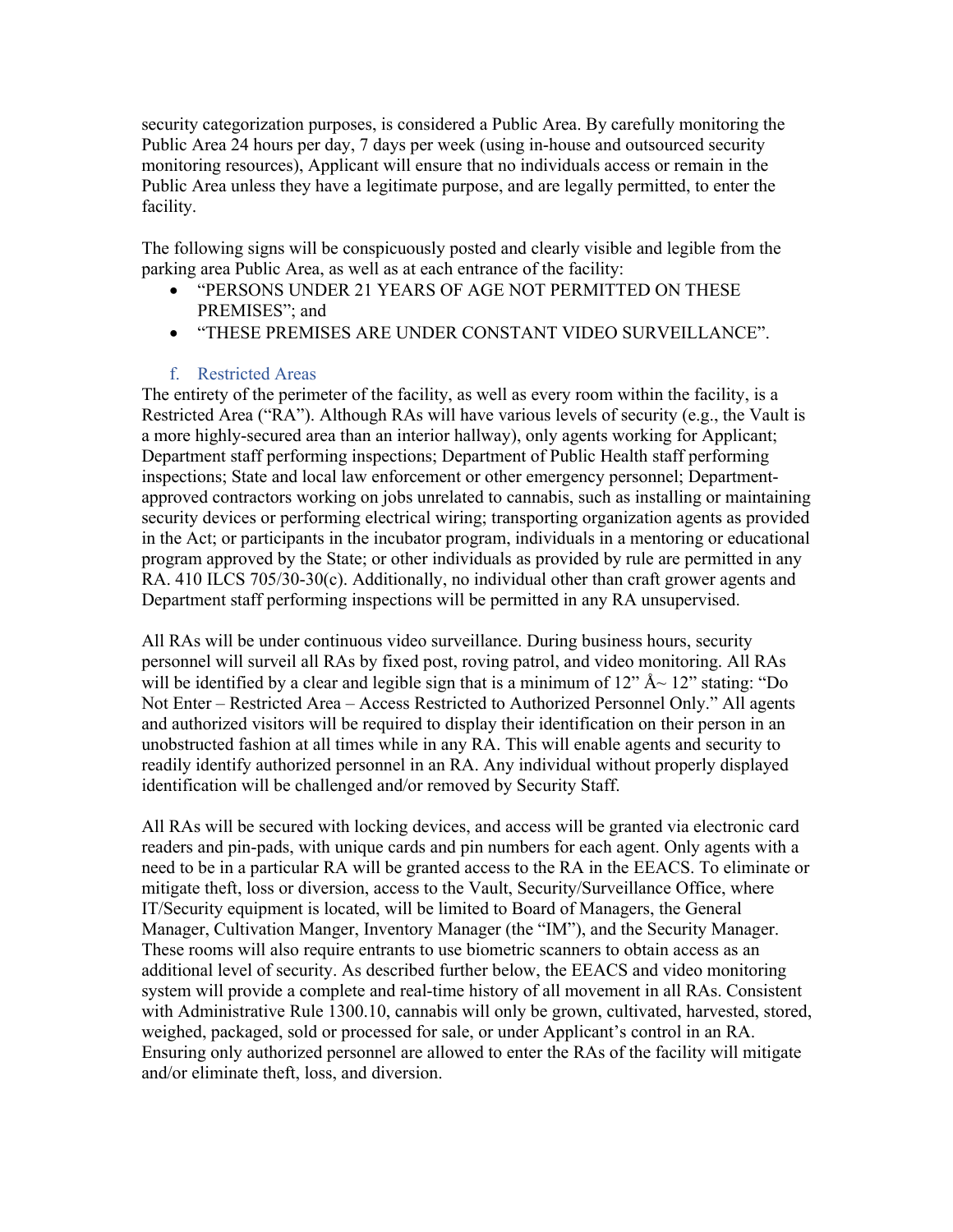security categorization purposes, is considered a Public Area. By carefully monitoring the Public Area 24 hours per day, 7 days per week (using in-house and outsourced security monitoring resources), Applicant will ensure that no individuals access or remain in the Public Area unless they have a legitimate purpose, and are legally permitted, to enter the facility.

The following signs will be conspicuously posted and clearly visible and legible from the parking area Public Area, as well as at each entrance of the facility:

- "PERSONS UNDER 21 YEARS OF AGE NOT PERMITTED ON THESE PREMISES"; and
- "THESE PREMISES ARE UNDER CONSTANT VIDEO SURVEILLANCE".

### f. Restricted Areas

The entirety of the perimeter of the facility, as well as every room within the facility, is a Restricted Area ("RA"). Although RAs will have various levels of security (e.g., the Vault is a more highly-secured area than an interior hallway), only agents working for Applicant; Department staff performing inspections; Department of Public Health staff performing inspections; State and local law enforcement or other emergency personnel; Department-approved contractors working on jobs unrelated to cannabis, such as installing or maintaining security devices or performing electrical wiring; transporting organization agents as provided in the Act; or participants in the incubator program, individuals in a mentoring or educational program approved by the State; or other individuals as provided by rule are permitted in any RA. 410 ILCS 705/30-30(c). Additionally, no individual other than craft grower agents and Department staff performing inspections will be permitted in any RA unsupervised.

All RAs will be under continuous video surveillance. During business hours, security personnel will surveil all RAs by fixed post, roving patrol, and video monitoring. All RAs will be identified by a clear and legible sign that is a minimum of 12" Å~ 12" stating: "Do Not Enter – Restricted Area – Access Restricted to Authorized Personnel Only." All agents and authorized visitors will be required to display their identification on their person in an unobstructed fashion at all times while in any RA. This will enable agents and security to readily identify authorized personnel in an RA. Any individual without properly displayed identification will be challenged and/or removed by Security Staff.

All RAs will be secured with locking devices, and access will be granted via electronic card readers and pin-pads, with unique cards and pin numbers for each agent. Only agents with a need to be in a particular RA will be granted access to the RA in the EEACS. To eliminate or mitigate theft, loss or diversion, access to the Vault, Security/Surveillance Office, where IT/Security equipment is located, will be limited to Board of Managers, the General Manager, Cultivation Manger, Inventory Manager (the "IM"), and the Security Manager. These rooms will also require entrants to use biometric scanners to obtain access as an additional level of security. As described further below, the EEACS and video monitoring system will provide a complete and real-time history of all movement in all RAs. Consistent with Administrative Rule 1300.10, cannabis will only be grown, cultivated, harvested, stored, weighed, packaged, sold or processed for sale, or under Applicant's control in an RA. Ensuring only authorized personnel are allowed to enter the RAs of the facility will mitigate and/or eliminate theft, loss, and diversion.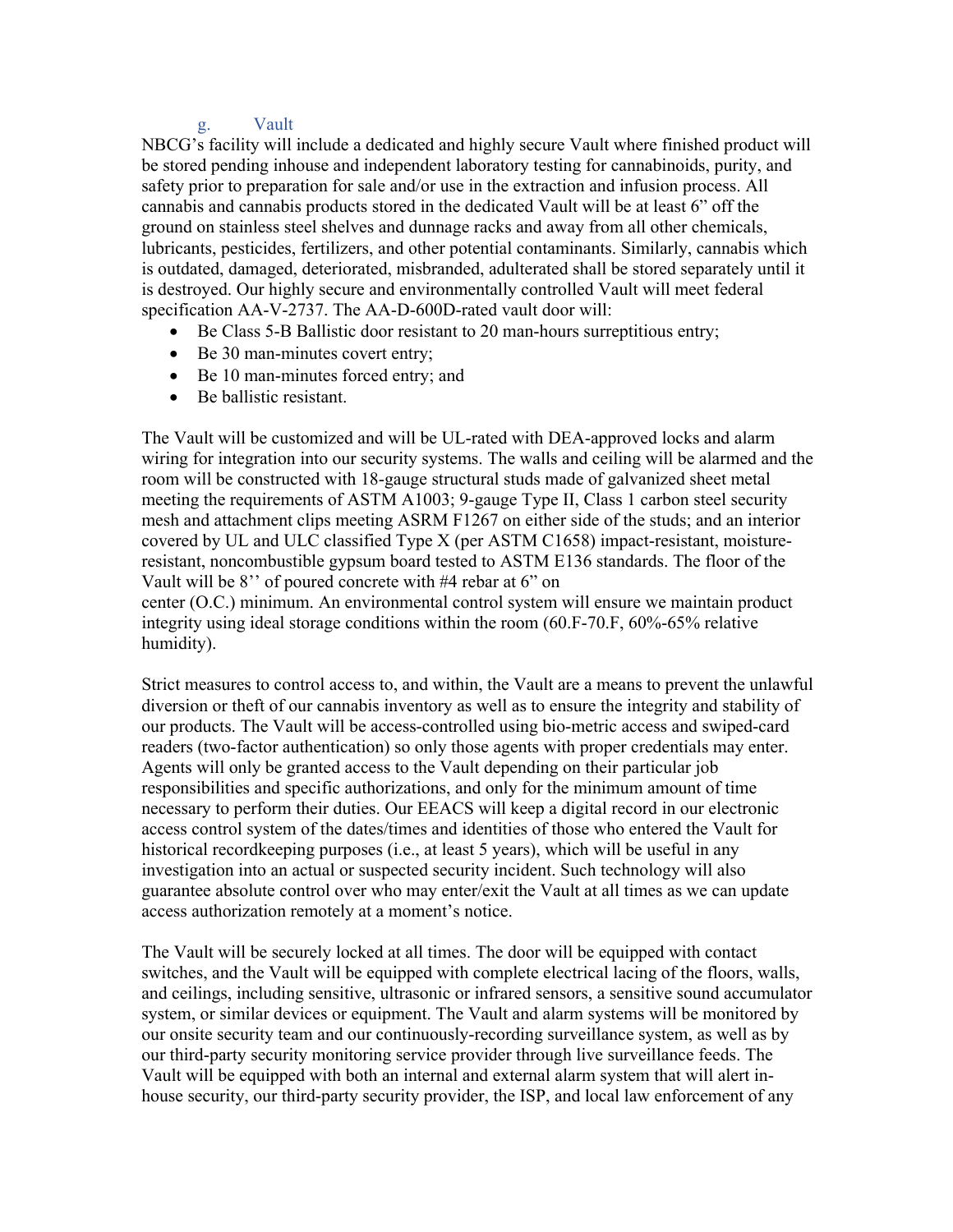### g. Vault

NBCG's facility will include a dedicated and highly secure Vault where finished product will be stored pending inhouse and independent laboratory testing for cannabinoids, purity, and safety prior to preparation for sale and/or use in the extraction and infusion process. All cannabis and cannabis products stored in the dedicated Vault will be at least 6" off the ground on stainless steel shelves and dunnage racks and away from all other chemicals, lubricants, pesticides, fertilizers, and other potential contaminants. Similarly, cannabis which is outdated, damaged, deteriorated, misbranded, adulterated shall be stored separately until it is destroyed. Our highly secure and environmentally controlled Vault will meet federal specification AA-V-2737. The AA-D-600D-rated vault door will:

- Be Class 5-B Ballistic door resistant to 20 man-hours surreptitious entry;
- Be 30 man-minutes covert entry;
- Be 10 man-minutes forced entry; and
- Be ballistic resistant.

The Vault will be customized and will be UL-rated with DEA-approved locks and alarm wiring for integration into our security systems. The walls and ceiling will be alarmed and the room will be constructed with 18-gauge structural studs made of galvanized sheet metal meeting the requirements of ASTM A1003; 9-gauge Type II, Class 1 carbon steel security mesh and attachment clips meeting ASRM F1267 on either side of the studs; and an interior covered by UL and ULC classified Type X (per ASTM C1658) impact-resistant, moisture-resistant, noncombustible gypsum board tested to ASTM E136 standards. The floor of the Vault will be 8'' of poured concrete with #4 rebar at 6" on center (O.C.) minimum. An environmental control system will ensure we maintain product integrity using ideal storage conditions within the room (60.F-70.F, 60%-65% relative humidity).

Strict measures to control access to, and within, the Vault are a means to prevent the unlawful diversion or theft of our cannabis inventory as well as to ensure the integrity and stability of our products. The Vault will be access-controlled using bio-metric access and swiped-card readers (two-factor authentication) so only those agents with proper credentials may enter. Agents will only be granted access to the Vault depending on their particular job responsibilities and specific authorizations, and only for the minimum amount of time necessary to perform their duties. Our EEACS will keep a digital record in our electronic access control system of the dates/times and identities of those who entered the Vault for historical recordkeeping purposes (i.e., at least 5 years), which will be useful in any investigation into an actual or suspected security incident. Such technology will also guarantee absolute control over who may enter/exit the Vault at all times as we can update access authorization remotely at a moment's notice.

The Vault will be securely locked at all times. The door will be equipped with contact switches, and the Vault will be equipped with complete electrical lacing of the floors, walls, and ceilings, including sensitive, ultrasonic or infrared sensors, a sensitive sound accumulator system, or similar devices or equipment. The Vault and alarm systems will be monitored by our onsite security team and our continuously-recording surveillance system, as well as by our third-party security monitoring service provider through live surveillance feeds. The Vault will be equipped with both an internal and external alarm system that will alert in-house security, our third-party security provider, the ISP, and local law enforcement of any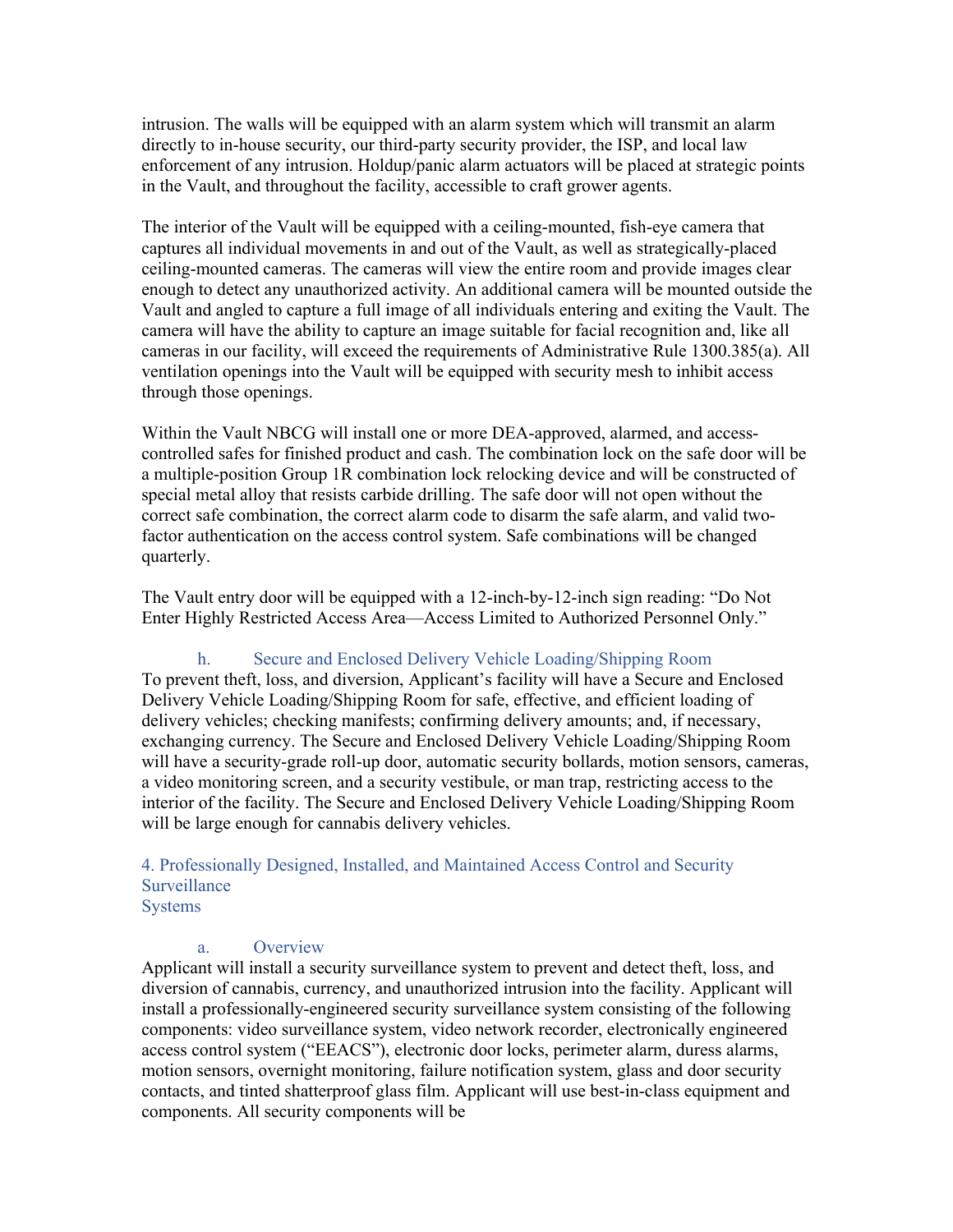intrusion. The walls will be equipped with an alarm system which will transmit an alarm directly to in-house security, our third-party security provider, the ISP, and local law enforcement of any intrusion. Holdup/panic alarm actuators will be placed at strategic points in the Vault, and throughout the facility, accessible to craft grower agents.

The interior of the Vault will be equipped with a ceiling-mounted, fish-eye camera that captures all individual movements in and out of the Vault, as well as strategically-placed ceiling-mounted cameras. The cameras will view the entire room and provide images clear enough to detect any unauthorized activity. An additional camera will be mounted outside the Vault and angled to capture a full image of all individuals entering and exiting the Vault. The camera will have the ability to capture an image suitable for facial recognition and, like all cameras in our facility, will exceed the requirements of Administrative Rule 1300.385(a). All ventilation openings into the Vault will be equipped with security mesh to inhibit access through those openings.

Within the Vault NBCG will install one or more DEA-approved, alarmed, and access-controlled safes for finished product and cash. The combination lock on the safe door will be a multiple-position Group 1R combination lock relocking device and will be constructed of special metal alloy that resists carbide drilling. The safe door will not open without the correct safe combination, the correct alarm code to disarm the safe alarm, and valid two-factor authentication on the access control system. Safe combinations will be changed quarterly.

The Vault entry door will be equipped with a 12-inch-by-12-inch sign reading: "Do Not Enter Highly Restricted Access Area—Access Limited to Authorized Personnel Only."

### h. Secure and Enclosed Delivery Vehicle Loading/Shipping Room

To prevent theft, loss, and diversion, Applicant's facility will have a Secure and Enclosed Delivery Vehicle Loading/Shipping Room for safe, effective, and efficient loading of delivery vehicles; checking manifests; confirming delivery amounts; and, if necessary, exchanging currency. The Secure and Enclosed Delivery Vehicle Loading/Shipping Room will have a security-grade roll-up door, automatic security bollards, motion sensors, cameras, a video monitoring screen, and a security vestibule, or man trap, restricting access to the interior of the facility. The Secure and Enclosed Delivery Vehicle Loading/Shipping Room will be large enough for cannabis delivery vehicles.

## 4. Professionally Designed, Installed, and Maintained Access Control and Security Surveillance Systems

### a. Overview

Applicant will install a security surveillance system to prevent and detect theft, loss, and diversion of cannabis, currency, and unauthorized intrusion into the facility. Applicant will install a professionally-engineered security surveillance system consisting of the following components: video surveillance system, video network recorder, electronically engineered access control system ("EEACS"), electronic door locks, perimeter alarm, duress alarms, motion sensors, overnight monitoring, failure notification system, glass and door security contacts, and tinted shatterproof glass film. Applicant will use best-in-class equipment and components. All security components will be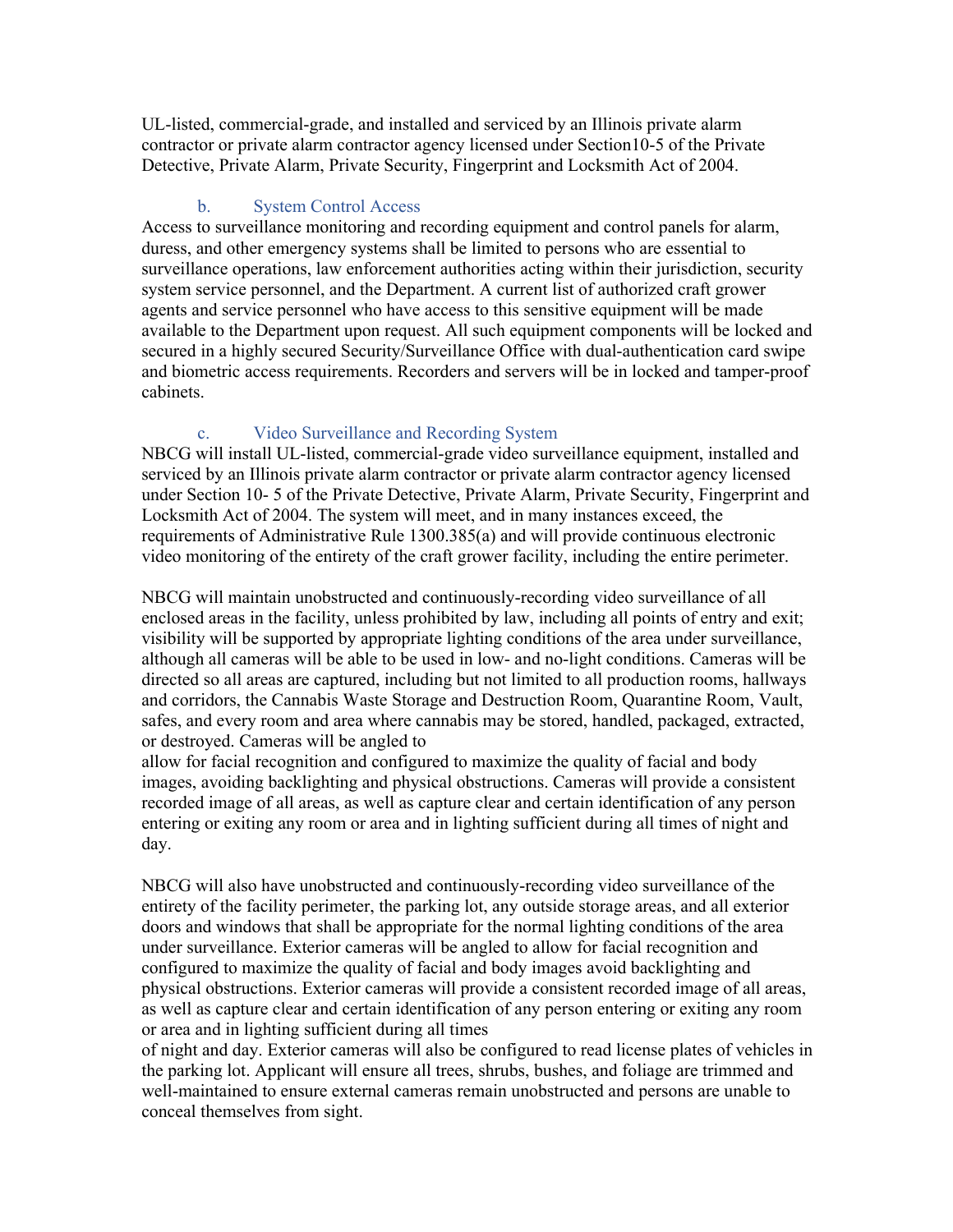UL-listed, commercial-grade, and installed and serviced by an Illinois private alarm contractor or private alarm contractor agency licensed under Section10-5 of the Private Detective, Private Alarm, Private Security, Fingerprint and Locksmith Act of 2004.

### b. System Control Access

Access to surveillance monitoring and recording equipment and control panels for alarm, duress, and other emergency systems shall be limited to persons who are essential to surveillance operations, law enforcement authorities acting within their jurisdiction, security system service personnel, and the Department. A current list of authorized craft grower agents and service personnel who have access to this sensitive equipment will be made available to the Department upon request. All such equipment components will be locked and secured in a highly secured Security/Surveillance Office with dual-authentication card swipe and biometric access requirements. Recorders and servers will be in locked and tamper-proof cabinets.

### c. Video Surveillance and Recording System

NBCG will install UL-listed, commercial-grade video surveillance equipment, installed and serviced by an Illinois private alarm contractor or private alarm contractor agency licensed under Section 10- 5 of the Private Detective, Private Alarm, Private Security, Fingerprint and Locksmith Act of 2004. The system will meet, and in many instances exceed, the requirements of Administrative Rule 1300.385(a) and will provide continuous electronic video monitoring of the entirety of the craft grower facility, including the entire perimeter.

NBCG will maintain unobstructed and continuously-recording video surveillance of all enclosed areas in the facility, unless prohibited by law, including all points of entry and exit; visibility will be supported by appropriate lighting conditions of the area under surveillance, although all cameras will be able to be used in low- and no-light conditions. Cameras will be directed so all areas are captured, including but not limited to all production rooms, hallways and corridors, the Cannabis Waste Storage and Destruction Room, Quarantine Room, Vault, safes, and every room and area where cannabis may be stored, handled, packaged, extracted, or destroyed. Cameras will be angled to allow for facial recognition and configured to maximize the quality of facial and body images, avoiding backlighting and physical obstructions. Cameras will provide a consistent recorded image of all areas, as well as capture clear and certain identification of any person entering or exiting any room or area and in lighting sufficient during all times of night and day.

NBCG will also have unobstructed and continuously-recording video surveillance of the entirety of the facility perimeter, the parking lot, any outside storage areas, and all exterior doors and windows that shall be appropriate for the normal lighting conditions of the area under surveillance. Exterior cameras will be angled to allow for facial recognition and configured to maximize the quality of facial and body images avoid backlighting and physical obstructions. Exterior cameras will provide a consistent recorded image of all areas, as well as capture clear and certain identification of any person entering or exiting any room or area and in lighting sufficient during all times of night and day. Exterior cameras will also be configured to read license plates of vehicles in the parking lot. Applicant will ensure all trees, shrubs, bushes, and foliage are trimmed and well-maintained to ensure external cameras remain unobstructed and persons are unable to conceal themselves from sight.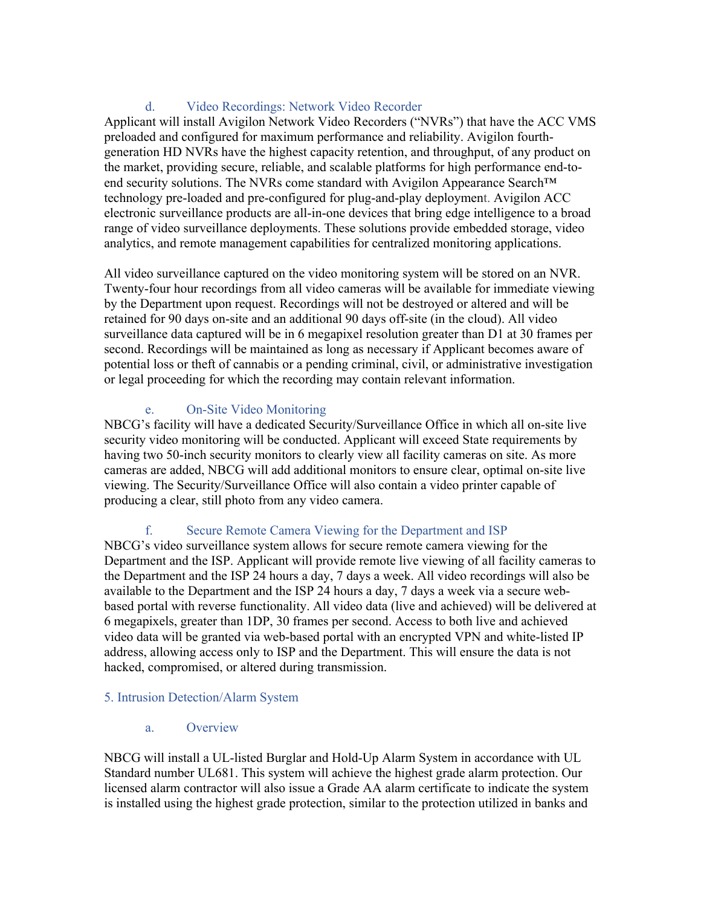### d. Video Recordings: Network Video Recorder

Applicant will install Avigilon Network Video Recorders ("NVRs") that have the ACC VMS preloaded and configured for maximum performance and reliability. Avigilon fourth-generation HD NVRs have the highest capacity retention, and throughput, of any product on the market, providing secure, reliable, and scalable platforms for high performance end-to-end security solutions. The NVRs come standard with Avigilon Appearance Search™ technology pre-loaded and pre-configured for plug-and-play deployment. Avigilon ACC electronic surveillance products are all-in-one devices that bring edge intelligence to a broad range of video surveillance deployments. These solutions provide embedded storage, video analytics, and remote management capabilities for centralized monitoring applications.

All video surveillance captured on the video monitoring system will be stored on an NVR. Twenty-four hour recordings from all video cameras will be available for immediate viewing by the Department upon request. Recordings will not be destroyed or altered and will be retained for 90 days on-site and an additional 90 days off-site (in the cloud). All video surveillance data captured will be in 6 megapixel resolution greater than D1 at 30 frames per second. Recordings will be maintained as long as necessary if Applicant becomes aware of potential loss or theft of cannabis or a pending criminal, civil, or administrative investigation or legal proceeding for which the recording may contain relevant information.

### e. On-Site Video Monitoring

NBCG's facility will have a dedicated Security/Surveillance Office in which all on-site live security video monitoring will be conducted. Applicant will exceed State requirements by having two 50-inch security monitors to clearly view all facility cameras on site. As more cameras are added, NBCG will add additional monitors to ensure clear, optimal on-site live viewing. The Security/Surveillance Office will also contain a video printer capable of producing a clear, still photo from any video camera.

### f. Secure Remote Camera Viewing for the Department and ISP

NBCG's video surveillance system allows for secure remote camera viewing for the Department and the ISP. Applicant will provide remote live viewing of all facility cameras to the Department and the ISP 24 hours a day, 7 days a week. All video recordings will also be available to the Department and the ISP 24 hours a day, 7 days a week via a secure web-based portal with reverse functionality. All video data (live and achieved) will be delivered at 6 megapixels, greater than 1DP, 30 frames per second. Access to both live and achieved video data will be granted via web-based portal with an encrypted VPN and white-listed IP address, allowing access only to ISP and the Department. This will ensure the data is not hacked, compromised, or altered during transmission.

## 5. Intrusion Detection/Alarm System

### a. Overview

NBCG will install a UL-listed Burglar and Hold-Up Alarm System in accordance with UL Standard number UL681. This system will achieve the highest grade alarm protection. Our licensed alarm contractor will also issue a Grade AA alarm certificate to indicate the system is installed using the highest grade protection, similar to the protection utilized in banks and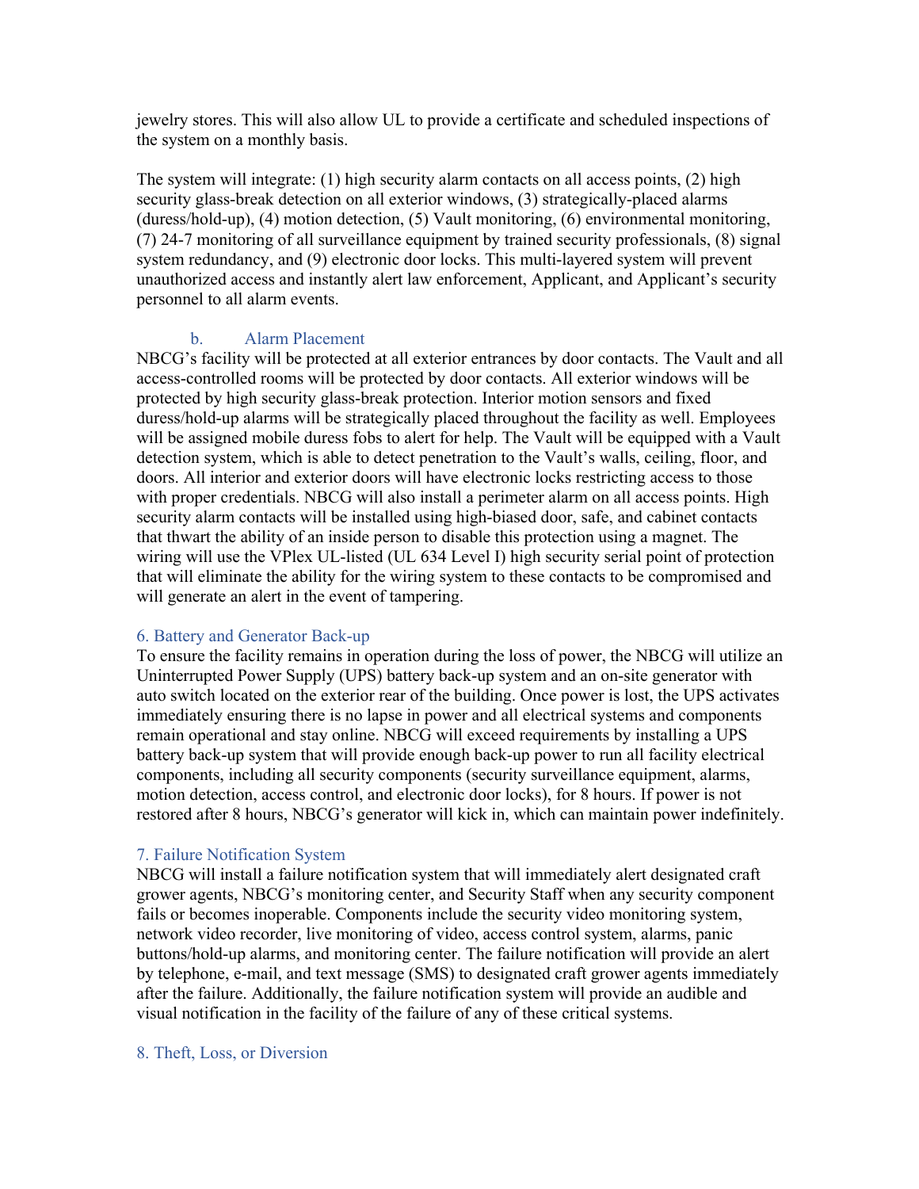jewelry stores. This will also allow UL to provide a certificate and scheduled inspections of the system on a monthly basis.

The system will integrate: (1) high security alarm contacts on all access points, (2) high security glass-break detection on all exterior windows, (3) strategically-placed alarms (duress/hold-up), (4) motion detection, (5) Vault monitoring, (6) environmental monitoring, (7) 24-7 monitoring of all surveillance equipment by trained security professionals, (8) signal system redundancy, and (9) electronic door locks. This multi-layered system will prevent unauthorized access and instantly alert law enforcement, Applicant, and Applicant's security personnel to all alarm events.

### b. Alarm Placement

NBCG's facility will be protected at all exterior entrances by door contacts. The Vault and all access-controlled rooms will be protected by door contacts. All exterior windows will be protected by high security glass-break protection. Interior motion sensors and fixed duress/hold-up alarms will be strategically placed throughout the facility as well. Employees will be assigned mobile duress fobs to alert for help. The Vault will be equipped with a Vault detection system, which is able to detect penetration to the Vault's walls, ceiling, floor, and doors. All interior and exterior doors will have electronic locks restricting access to those with proper credentials. NBCG will also install a perimeter alarm on all access points. High security alarm contacts will be installed using high-biased door, safe, and cabinet contacts that thwart the ability of an inside person to disable this protection using a magnet. The wiring will use the VPlex UL-listed (UL 634 Level I) high security serial point of protection that will eliminate the ability for the wiring system to these contacts to be compromised and will generate an alert in the event of tampering.

## 6. Battery and Generator Back-up

To ensure the facility remains in operation during the loss of power, the NBCG will utilize an Uninterrupted Power Supply (UPS) battery back-up system and an on-site generator with auto switch located on the exterior rear of the building. Once power is lost, the UPS activates immediately ensuring there is no lapse in power and all electrical systems and components remain operational and stay online. NBCG will exceed requirements by installing a UPS battery back-up system that will provide enough back-up power to run all facility electrical components, including all security components (security surveillance equipment, alarms, motion detection, access control, and electronic door locks), for 8 hours. If power is not restored after 8 hours, NBCG's generator will kick in, which can maintain power indefinitely.

## 7. Failure Notification System

NBCG will install a failure notification system that will immediately alert designated craft grower agents, NBCG's monitoring center, and Security Staff when any security component fails or becomes inoperable. Components include the security video monitoring system, network video recorder, live monitoring of video, access control system, alarms, panic buttons/hold-up alarms, and monitoring center. The failure notification will provide an alert by telephone, e-mail, and text message (SMS) to designated craft grower agents immediately after the failure. Additionally, the failure notification system will provide an audible and visual notification in the facility of the failure of any of these critical systems.

## 8. Theft, Loss, or Diversion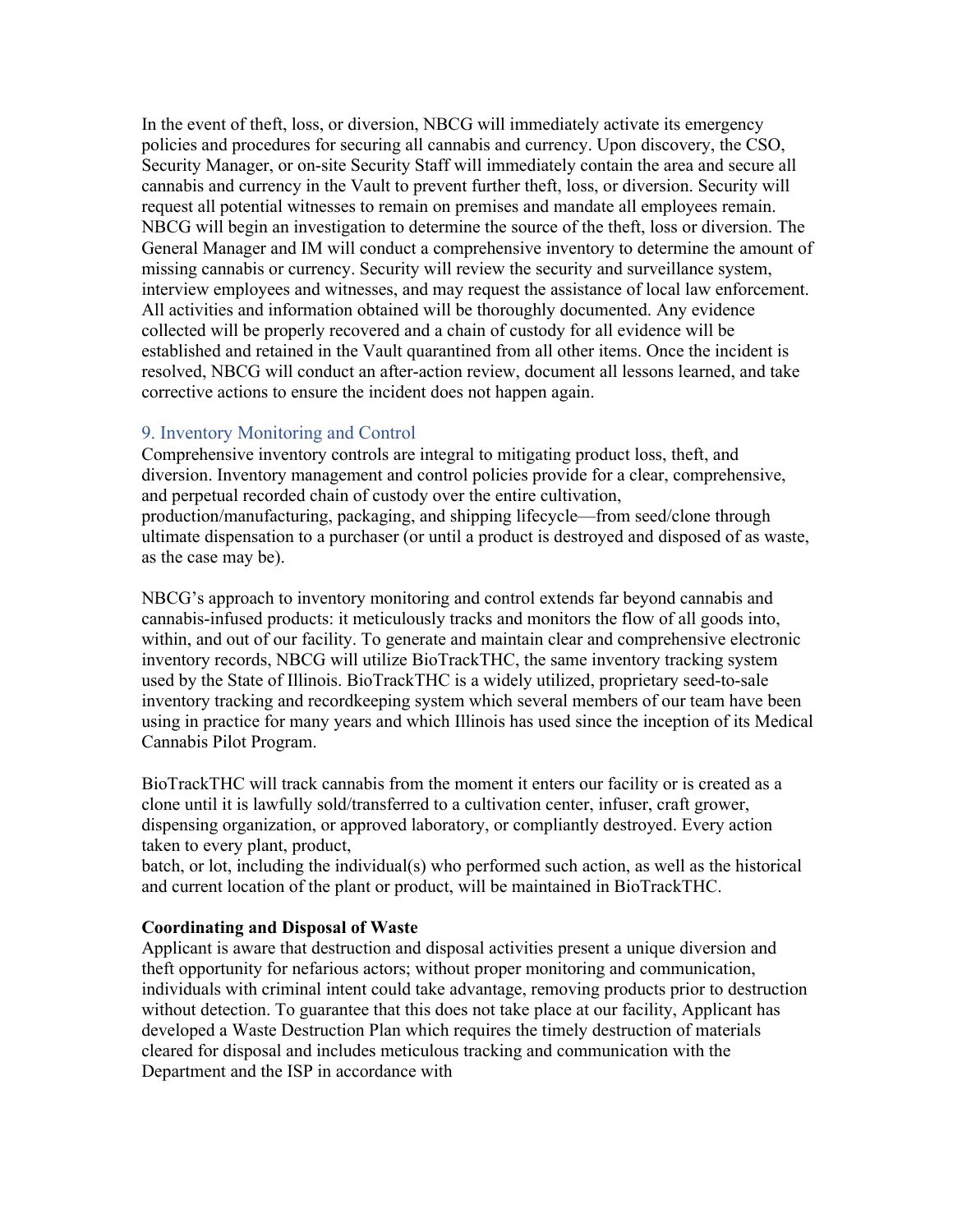In the event of theft, loss, or diversion, NBCG will immediately activate its emergency policies and procedures for securing all cannabis and currency. Upon discovery, the CSO, Security Manager, or on-site Security Staff will immediately contain the area and secure all cannabis and currency in the Vault to prevent further theft, loss, or diversion. Security will request all potential witnesses to remain on premises and mandate all employees remain. NBCG will begin an investigation to determine the source of the theft, loss or diversion. The General Manager and IM will conduct a comprehensive inventory to determine the amount of missing cannabis or currency. Security will review the security and surveillance system, interview employees and witnesses, and may request the assistance of local law enforcement. All activities and information obtained will be thoroughly documented. Any evidence collected will be properly recovered and a chain of custody for all evidence will be established and retained in the Vault quarantined from all other items. Once the incident is resolved, NBCG will conduct an after-action review, document all lessons learned, and take corrective actions to ensure the incident does not happen again.

## 9. Inventory Monitoring and Control

Comprehensive inventory controls are integral to mitigating product loss, theft, and diversion. Inventory management and control policies provide for a clear, comprehensive, and perpetual recorded chain of custody over the entire cultivation, production/manufacturing, packaging, and shipping lifecycle—from seed/clone through ultimate dispensation to a purchaser (or until a product is destroyed and disposed of as waste, as the case may be).

NBCG's approach to inventory monitoring and control extends far beyond cannabis and cannabis-infused products: it meticulously tracks and monitors the flow of all goods into, within, and out of our facility. To generate and maintain clear and comprehensive electronic inventory records, NBCG will utilize BioTrackTHC, the same inventory tracking system used by the State of Illinois. BioTrackTHC is a widely utilized, proprietary seed-to-sale inventory tracking and recordkeeping system which several members of our team have been using in practice for many years and which Illinois has used since the inception of its Medical Cannabis Pilot Program.

BioTrackTHC will track cannabis from the moment it enters our facility or is created as a clone until it is lawfully sold/transferred to a cultivation center, infuser, craft grower, dispensing organization, or approved laboratory, or compliantly destroyed. Every action taken to every plant, product, batch, or lot, including the individual(s) who performed such action, as well as the historical and current location of the plant or product, will be maintained in BioTrackTHC.

**Coordinating and Disposal of Waste**

Applicant is aware that destruction and disposal activities present a unique diversion and theft opportunity for nefarious actors; without proper monitoring and communication, individuals with criminal intent could take advantage, removing products prior to destruction without detection. To guarantee that this does not take place at our facility, Applicant has developed a Waste Destruction Plan which requires the timely destruction of materials cleared for disposal and includes meticulous tracking and communication with the Department and the ISP in accordance with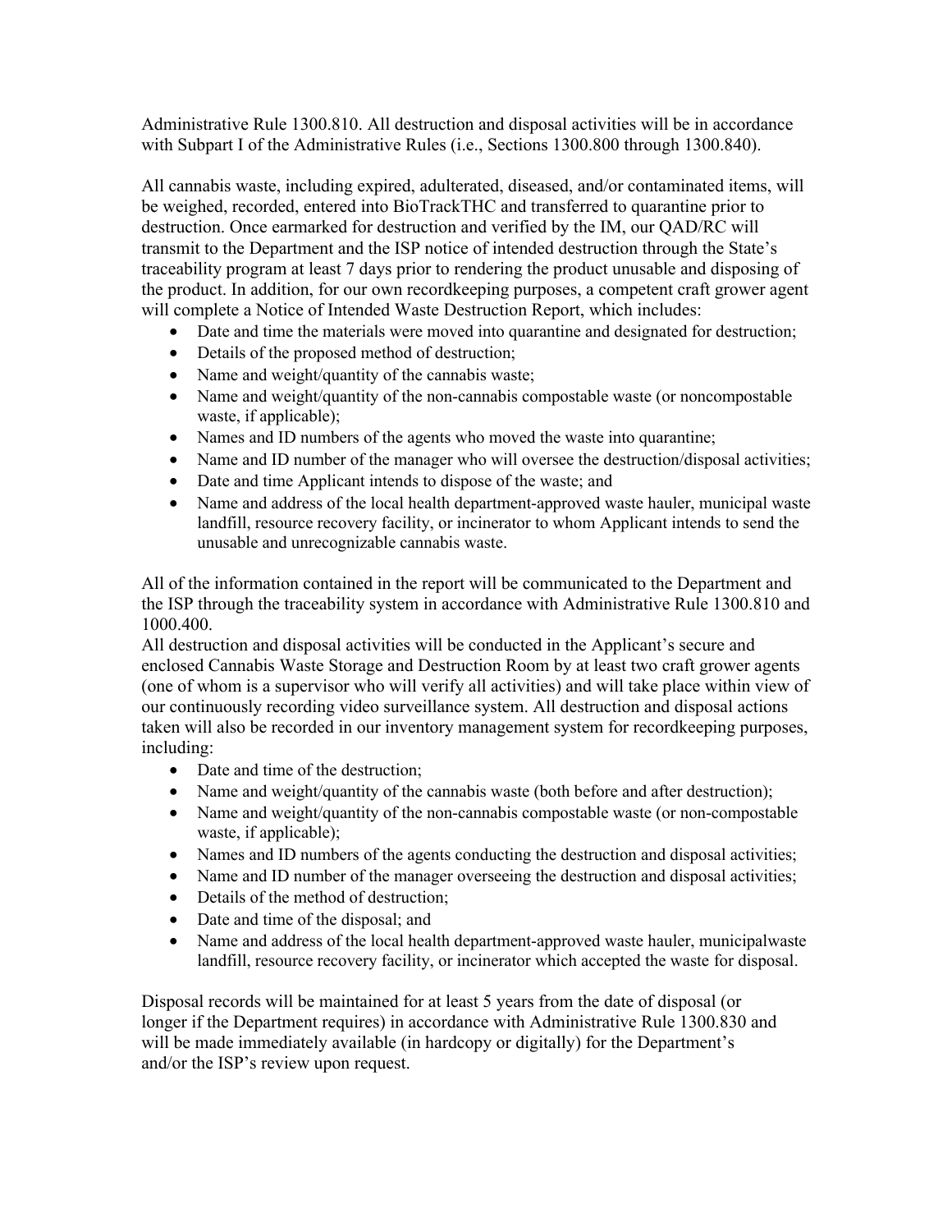Administrative Rule 1300.810. All destruction and disposal activities will be in accordance with Subpart I of the Administrative Rules (i.e., Sections 1300.800 through 1300.840).

All cannabis waste, including expired, adulterated, diseased, and/or contaminated items, will be weighed, recorded, entered into BioTrackTHC and transferred to quarantine prior to destruction. Once earmarked for destruction and verified by the IM, our QAD/RC will transmit to the Department and the ISP notice of intended destruction through the State's traceability program at least 7 days prior to rendering the product unusable and disposing of the product. In addition, for our own recordkeeping purposes, a competent craft grower agent will complete a Notice of Intended Waste Destruction Report, which includes:

- Date and time the materials were moved into quarantine and designated for destruction;
- Details of the proposed method of destruction;
- Name and weight/quantity of the cannabis waste;
- Name and weight/quantity of the non-cannabis compostable waste (or noncompostable waste, if applicable);
- Names and ID numbers of the agents who moved the waste into quarantine;
- Name and ID number of the manager who will oversee the destruction/disposal activities;
- Date and time Applicant intends to dispose of the waste; and
- Name and address of the local health department-approved waste hauler, municipal waste landfill, resource recovery facility, or incinerator to whom Applicant intends to send the unusable and unrecognizable cannabis waste.

All of the information contained in the report will be communicated to the Department and the ISP through the traceability system in accordance with Administrative Rule 1300.810 and 1000.400.

All destruction and disposal activities will be conducted in the Applicant's secure and enclosed Cannabis Waste Storage and Destruction Room by at least two craft grower agents (one of whom is a supervisor who will verify all activities) and will take place within view of our continuously recording video surveillance system. All destruction and disposal actions taken will also be recorded in our inventory management system for recordkeeping purposes, including:

- Date and time of the destruction;
- Name and weight/quantity of the cannabis waste (both before and after destruction);
- Name and weight/quantity of the non-cannabis compostable waste (or non-compostable waste, if applicable);
- Names and ID numbers of the agents conducting the destruction and disposal activities;
- Name and ID number of the manager overseeing the destruction and disposal activities;
- Details of the method of destruction;
- Date and time of the disposal; and
- Name and address of the local health department-approved waste hauler, municipalwaste landfill, resource recovery facility, or incinerator which accepted the waste for disposal.

Disposal records will be maintained for at least 5 years from the date of disposal (or longer if the Department requires) in accordance with Administrative Rule 1300.830 and will be made immediately available (in hardcopy or digitally) for the Department's and/or the ISP's review upon request.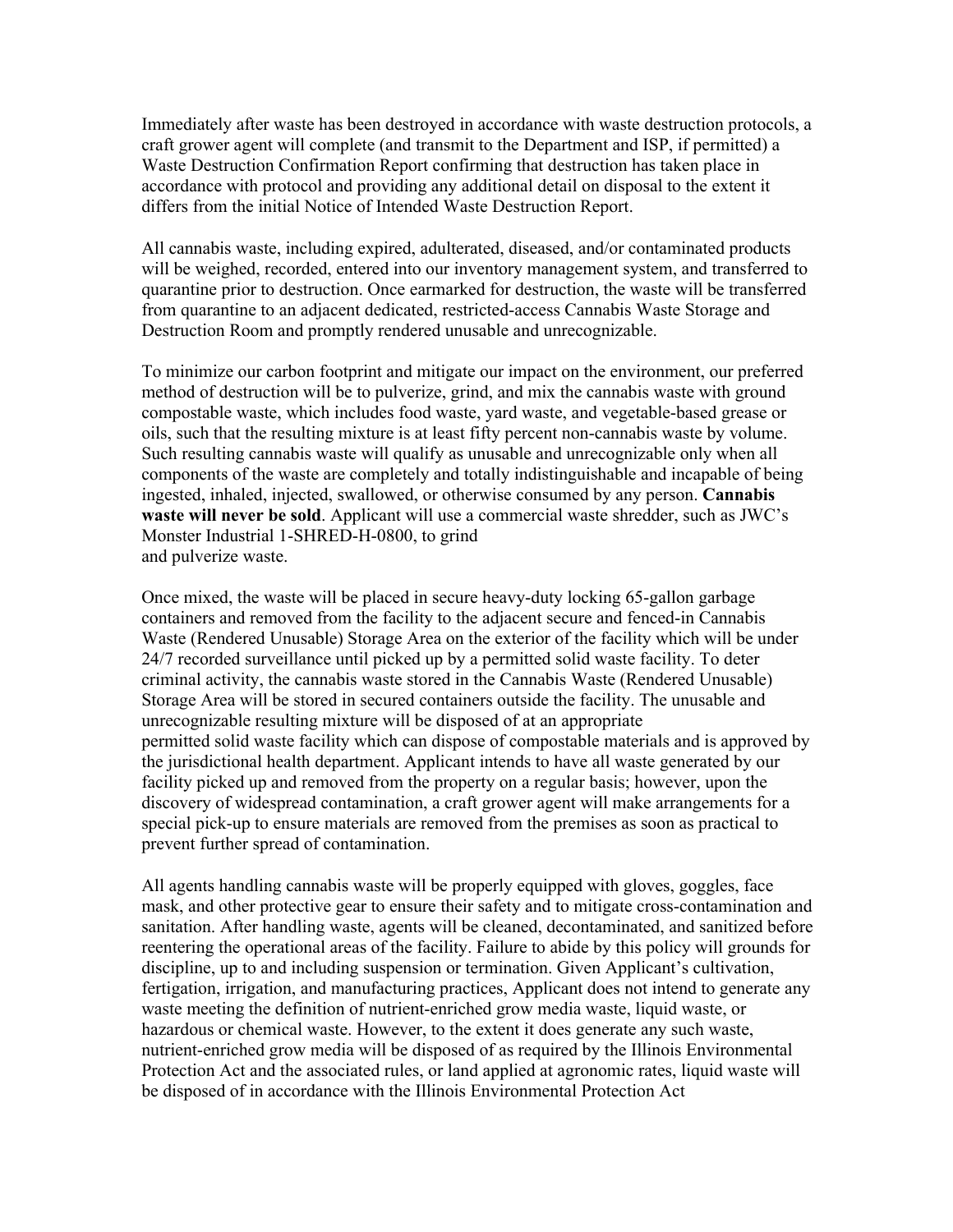Immediately after waste has been destroyed in accordance with waste destruction protocols, a craft grower agent will complete (and transmit to the Department and ISP, if permitted) a Waste Destruction Confirmation Report confirming that destruction has taken place in accordance with protocol and providing any additional detail on disposal to the extent it differs from the initial Notice of Intended Waste Destruction Report.

All cannabis waste, including expired, adulterated, diseased, and/or contaminated products will be weighed, recorded, entered into our inventory management system, and transferred to quarantine prior to destruction. Once earmarked for destruction, the waste will be transferred from quarantine to an adjacent dedicated, restricted-access Cannabis Waste Storage and Destruction Room and promptly rendered unusable and unrecognizable.

To minimize our carbon footprint and mitigate our impact on the environment, our preferred method of destruction will be to pulverize, grind, and mix the cannabis waste with ground compostable waste, which includes food waste, yard waste, and vegetable-based grease or oils, such that the resulting mixture is at least fifty percent non-cannabis waste by volume. Such resulting cannabis waste will qualify as unusable and unrecognizable only when all components of the waste are completely and totally indistinguishable and incapable of being ingested, inhaled, injected, swallowed, or otherwise consumed by any person. **Cannabis waste will never be sold**. Applicant will use a commercial waste shredder, such as JWC's Monster Industrial 1-SHRED-H-0800, to grind and pulverize waste.

Once mixed, the waste will be placed in secure heavy-duty locking 65-gallon garbage containers and removed from the facility to the adjacent secure and fenced-in Cannabis Waste (Rendered Unusable) Storage Area on the exterior of the facility which will be under 24/7 recorded surveillance until picked up by a permitted solid waste facility. To deter criminal activity, the cannabis waste stored in the Cannabis Waste (Rendered Unusable) Storage Area will be stored in secured containers outside the facility. The unusable and unrecognizable resulting mixture will be disposed of at an appropriate permitted solid waste facility which can dispose of compostable materials and is approved by the jurisdictional health department. Applicant intends to have all waste generated by our facility picked up and removed from the property on a regular basis; however, upon the discovery of widespread contamination, a craft grower agent will make arrangements for a special pick-up to ensure materials are removed from the premises as soon as practical to prevent further spread of contamination.

All agents handling cannabis waste will be properly equipped with gloves, goggles, face mask, and other protective gear to ensure their safety and to mitigate cross-contamination and sanitation. After handling waste, agents will be cleaned, decontaminated, and sanitized before reentering the operational areas of the facility. Failure to abide by this policy will grounds for discipline, up to and including suspension or termination. Given Applicant's cultivation, fertigation, irrigation, and manufacturing practices, Applicant does not intend to generate any waste meeting the definition of nutrient-enriched grow media waste, liquid waste, or hazardous or chemical waste. However, to the extent it does generate any such waste, nutrient-enriched grow media will be disposed of as required by the Illinois Environmental Protection Act and the associated rules, or land applied at agronomic rates, liquid waste will be disposed of in accordance with the Illinois Environmental Protection Act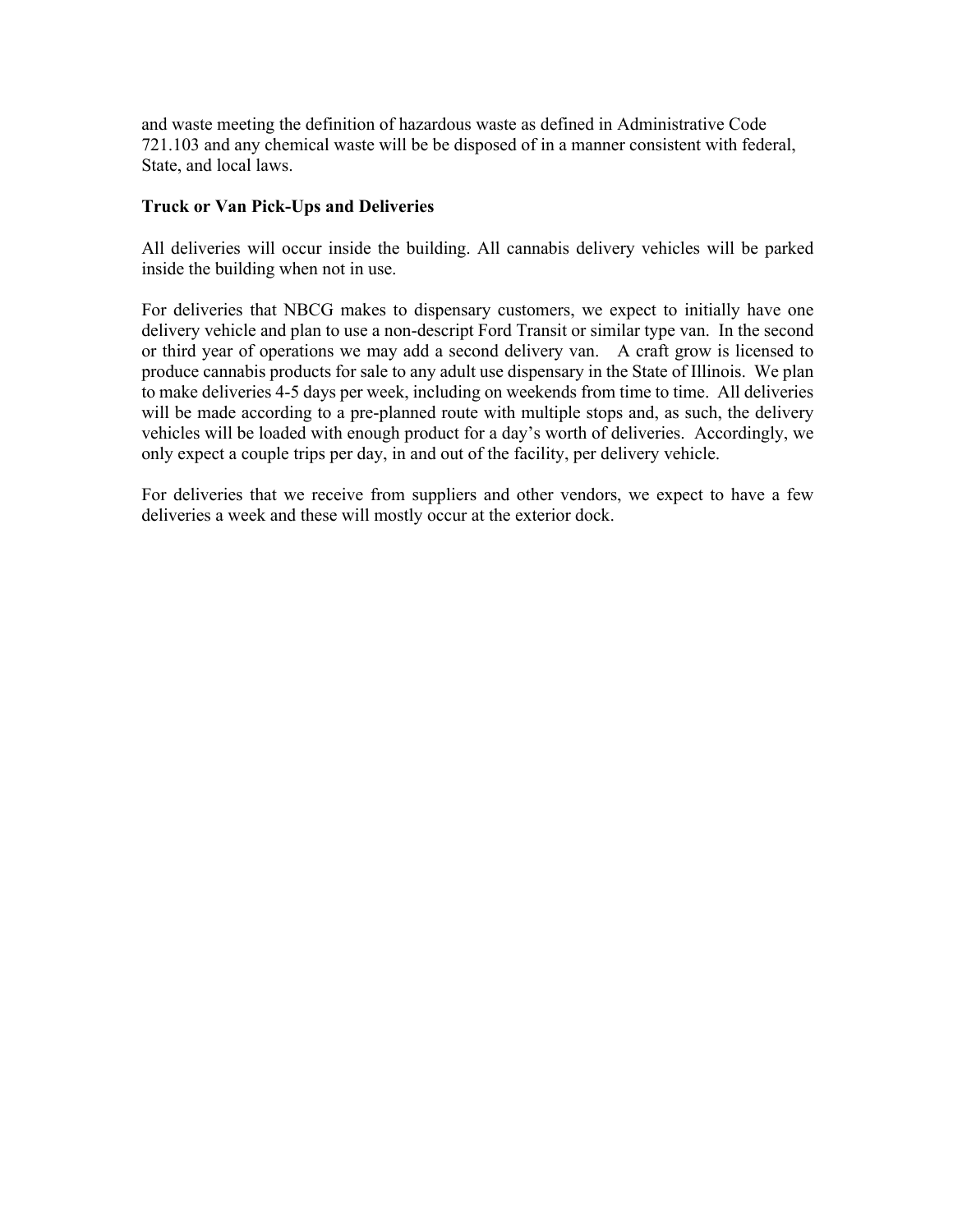and waste meeting the definition of hazardous waste as defined in Administrative Code 721.103 and any chemical waste will be be disposed of in a manner consistent with federal, State, and local laws.

**Truck or Van Pick-Ups and Deliveries**

All deliveries will occur inside the building. All cannabis delivery vehicles will be parked inside the building when not in use.

For deliveries that NBCG makes to dispensary customers, we expect to initially have one delivery vehicle and plan to use a non-descript Ford Transit or similar type van. In the second or third year of operations we may add a second delivery van. A craft grow is licensed to produce cannabis products for sale to any adult use dispensary in the State of Illinois. We plan to make deliveries 4-5 days per week, including on weekends from time to time. All deliveries will be made according to a pre-planned route with multiple stops and, as such, the delivery vehicles will be loaded with enough product for a day's worth of deliveries. Accordingly, we only expect a couple trips per day, in and out of the facility, per delivery vehicle.

For deliveries that we receive from suppliers and other vendors, we expect to have a few deliveries a week and these will mostly occur at the exterior dock.